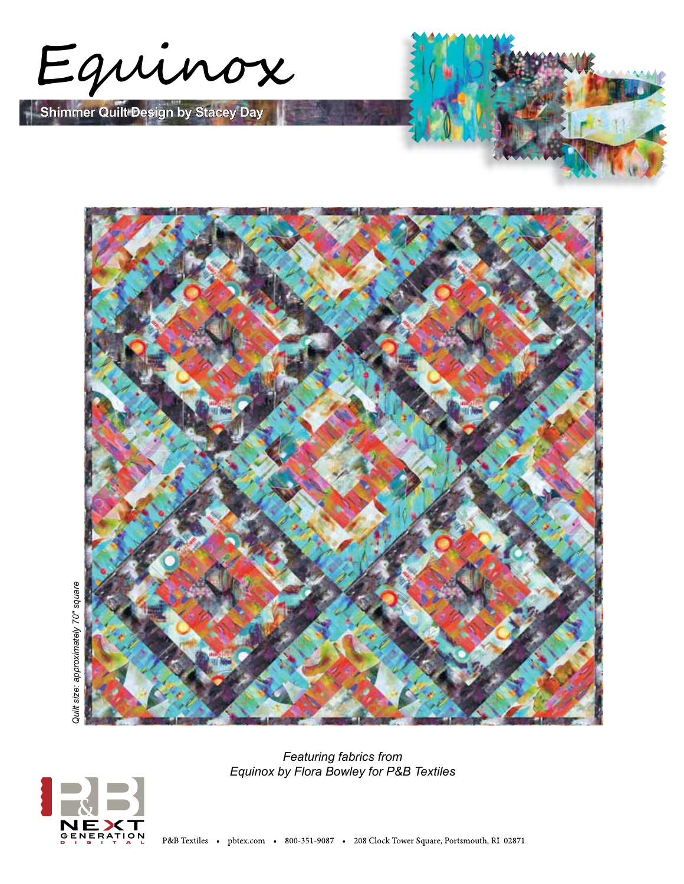# Equinox

Shimmer Quilt Design by Stacey Day

*Quilt size: approximately 70" square*

*Featuring fabrics from*
*Equinox by Flora Bowley for P&B Textiles*

P&B NEXT GENERATION DIGITAL

P&B Textiles • pbtex.com • 800-351-9087 • 208 Clock Tower Square, Portsmouth, RI 02871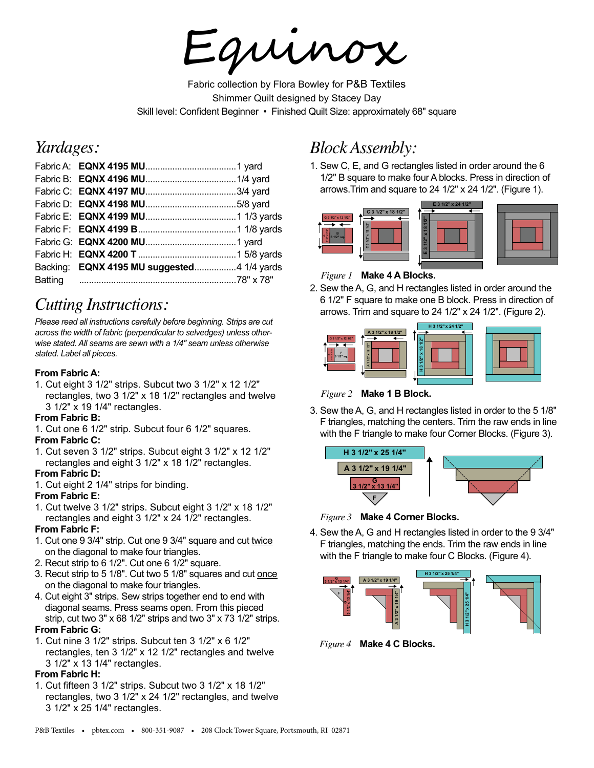# Equinox

Fabric collection by Flora Bowley for P&B Textiles

Shimmer Quilt designed by Stacey Day

Skill level: Confident Beginner • Finished Quilt Size: approximately 68" square

## Yardages:

| | | |
|---|---|---|
| Fabric A: | **EQNX 4195 MU** | 1 yard |
| Fabric B: | **EQNX 4196 MU** | 1/4 yard |
| Fabric C: | **EQNX 4197 MU** | 3/4 yard |
| Fabric D: | **EQNX 4198 MU** | 5/8 yard |
| Fabric E: | **EQNX 4199 MU** | 1 1/3 yards |
| Fabric F: | **EQNX 4199 B** | 1 1/8 yards |
| Fabric G: | **EQNX 4200 MU** | 1 yard |
| Fabric H: | **EQNX 4200 T** | 1 5/8 yards |
| Backing: | **EQNX 4195 MU suggested** | 4 1/4 yards |
| Batting | | 78" x 78" |

## Cutting Instructions:

*Please read all instructions carefully before beginning. Strips are cut across the width of fabric (perpendicular to selvedges) unless otherwise stated. All seams are sewn with a 1/4" seam unless otherwise stated. Label all pieces.*

**From Fabric A:**

1. Cut eight 3 1/2" strips. Subcut two 3 1/2" x 12 1/2" rectangles, two 3 1/2" x 18 1/2" rectangles and twelve 3 1/2" x 19 1/4" rectangles.

**From Fabric B:**

1. Cut one 6 1/2" strip. Subcut four 6 1/2" squares.

**From Fabric C:**

1. Cut seven 3 1/2" strips. Subcut eight 3 1/2" x 12 1/2" rectangles and eight 3 1/2" x 18 1/2" rectangles.

**From Fabric D:**

1. Cut eight 2 1/4" strips for binding.

**From Fabric E:**

1. Cut twelve 3 1/2" strips. Subcut eight 3 1/2" x 18 1/2" rectangles and eight 3 1/2" x 24 1/2" rectangles.

**From Fabric F:**

1. Cut one 9 3/4" strip. Cut one 9 3/4" square and cut twice on the diagonal to make four triangles.
2. Recut strip to 6 1/2". Cut one 6 1/2" square.
3. Recut strip to 5 1/8". Cut two 5 1/8" squares and cut once on the diagonal to make four triangles.
4. Cut eight 3" strips. Sew strips together end to end with diagonal seams. Press seams open. From this pieced strip, cut two 3" x 68 1/2" strips and two 3" x 73 1/2" strips.

**From Fabric G:**

1. Cut nine 3 1/2" strips. Subcut ten 3 1/2" x 6 1/2" rectangles, ten 3 1/2" x 12 1/2" rectangles and twelve 3 1/2" x 13 1/4" rectangles.

**From Fabric H:**

1. Cut fifteen 3 1/2" strips. Subcut two 3 1/2" x 18 1/2" rectangles, two 3 1/2" x 24 1/2" rectangles, and twelve 3 1/2" x 25 1/4" rectangles.

## Block Assembly:

1. Sew C, E, and G rectangles listed in order around the 6 1/2" B square to make four A blocks. Press in direction of arrows. Trim and square to 24 1/2" x 24 1/2". (Figure 1).

G 3 1/2" x 12 1/2"
G 3 1/2" x 6 1/2"
B 6 1/2" sq.
C 3 1/2" x 18 1/2"
C 3 1/2" x 12 1/2"
E 3 1/2" x 24 1/2"
E 3 1/2" x 18 1/2"

*Figure 1* **Make 4 A Blocks.**

2. Sew the A, G, and H rectangles listed in order around the 6 1/2" F square to make one B block. Press in direction of arrows. Trim and square to 24 1/2" x 24 1/2". (Figure 2).

G 3 1/2" x 12 1/2"
G 3 1/2" x 6 1/2"
F 6 1/2" sq.
A 3 1/2" x 18 1/2"
A 3 1/2" x 12 1/2"
H 3 1/2" x 24 1/2"
H 3 1/2" x 18 1/2"

*Figure 2* **Make 1 B Block.**

3. Sew the A, G, and H rectangles listed in order to the 5 1/8" F triangles, matching the centers. Trim the raw ends in line with the F triangle to make four Corner Blocks. (Figure 3).

H 3 1/2" x 25 1/4"
A 3 1/2" x 19 1/4"
G 3 1/2" x 13 1/4"
F

*Figure 3* **Make 4 Corner Blocks.**

4. Sew the A, G and H rectangles listed in order to the 9 3/4" F triangles, matching the ends. Trim the raw ends in line with the F triangle to make four C Blocks. (Figure 4).

G 3 1/2" x 13 1/4"
F
A 3 1/2" x 19 1/4"
H 3 1/2" x 25 1/4"

*Figure 4* **Make 4 C Blocks.**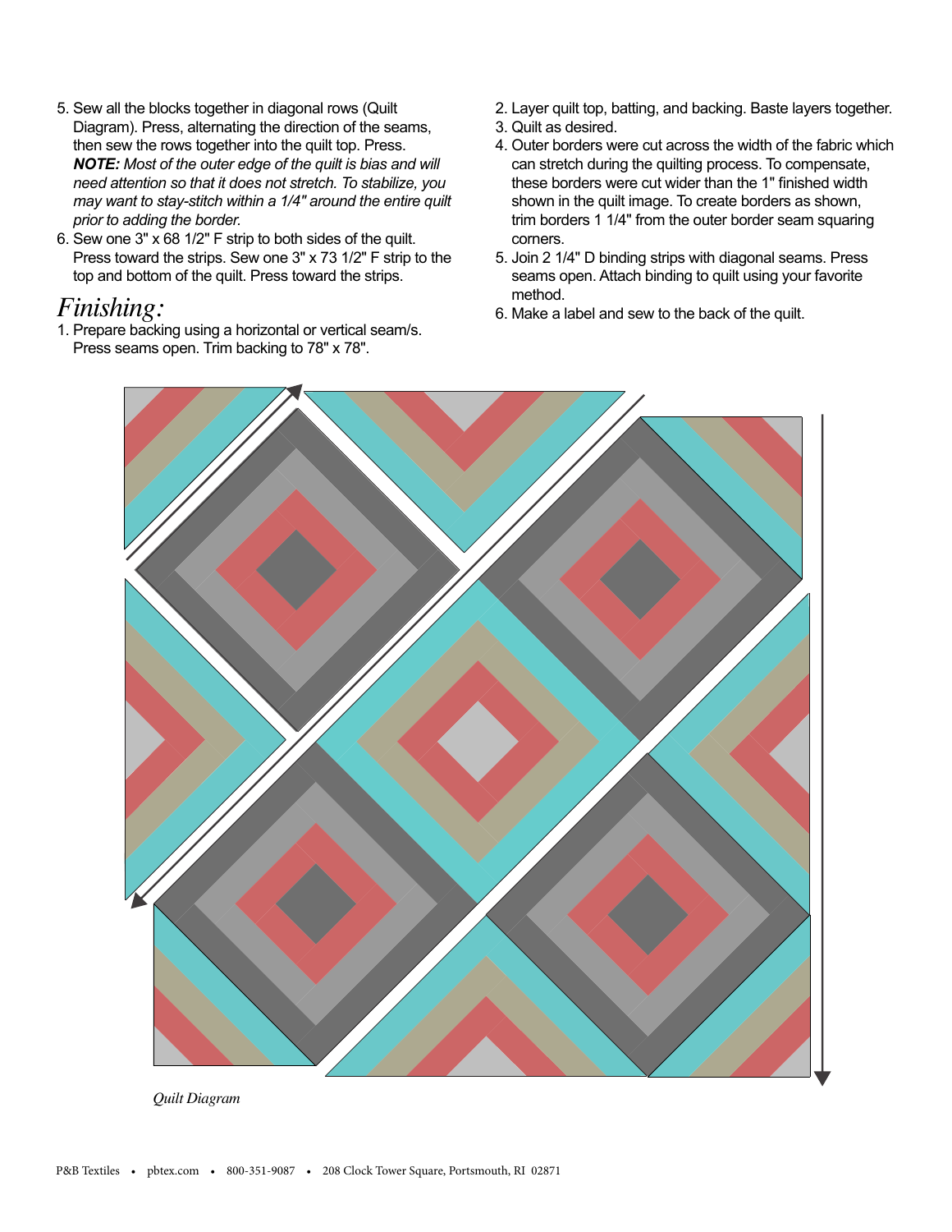5. Sew all the blocks together in diagonal rows (Quilt Diagram). Press, alternating the direction of the seams, then sew the rows together into the quilt top. Press. ***NOTE:*** *Most of the outer edge of the quilt is bias and will need attention so that it does not stretch. To stabilize, you may want to stay-stitch within a 1/4" around the entire quilt prior to adding the border.*
6. Sew one 3" x 68 1/2" F strip to both sides of the quilt. Press toward the strips. Sew one 3" x 73 1/2" F strip to the top and bottom of the quilt. Press toward the strips.

## *Finishing:*

1. Prepare backing using a horizontal or vertical seam/s. Press seams open. Trim backing to 78" x 78".
2. Layer quilt top, batting, and backing. Baste layers together.
3. Quilt as desired.
4. Outer borders were cut across the width of the fabric which can stretch during the quilting process. To compensate, these borders were cut wider than the 1" finished width shown in the quilt image. To create borders as shown, trim borders 1 1/4" from the outer border seam squaring corners.
5. Join 2 1/4" D binding strips with diagonal seams. Press seams open. Attach binding to quilt using your favorite method.
6. Make a label and sew to the back of the quilt.

*Quilt Diagram*

P&B Textiles • pbtex.com • 800-351-9087 • 208 Clock Tower Square, Portsmouth, RI 02871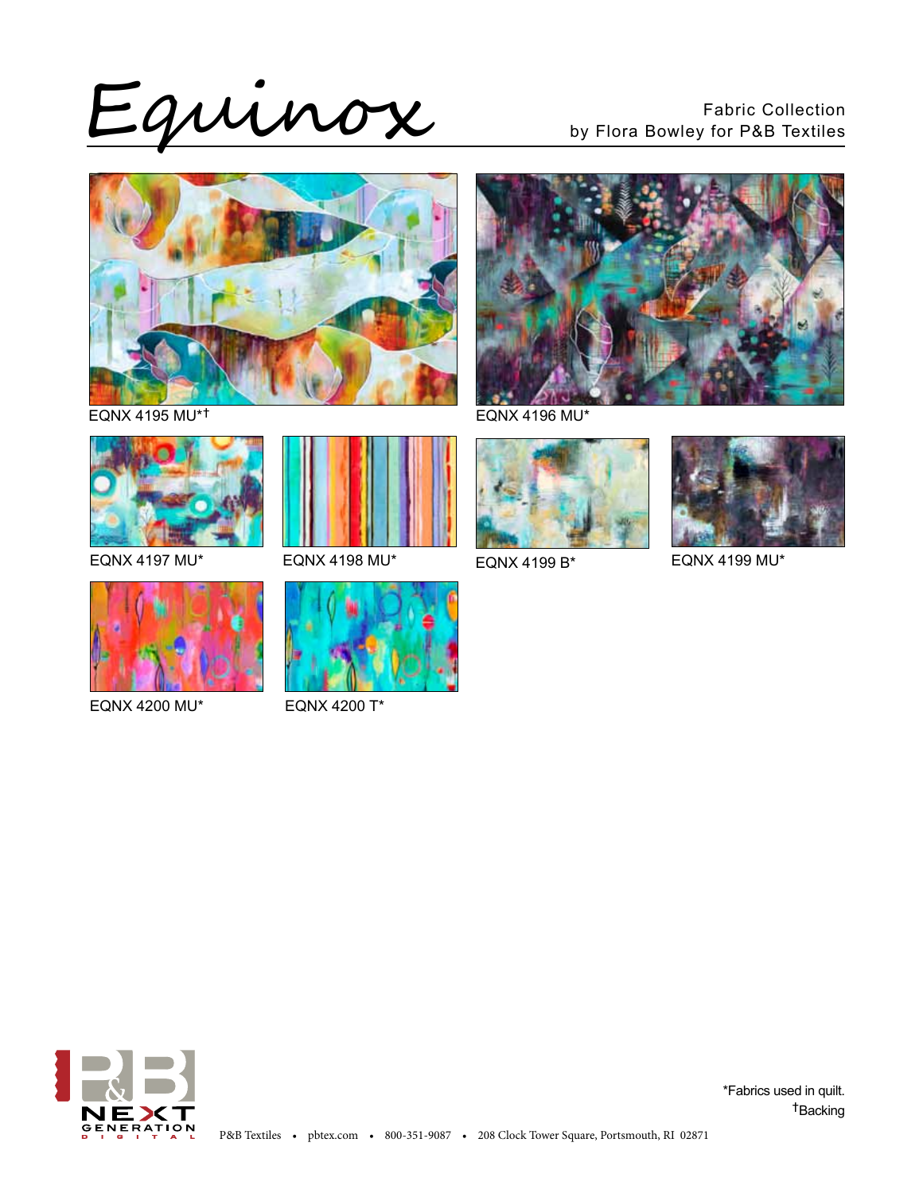# Equinox

Fabric Collection
by Flora Bowley for P&B Textiles

EQNX 4195 MU*†

EQNX 4196 MU*

EQNX 4197 MU*

EQNX 4198 MU*

EQNX 4199 B*

EQNX 4199 MU*

EQNX 4200 MU*

EQNX 4200 T*

*Fabrics used in quilt.
†Backing

P&B Textiles • pbtex.com • 800-351-9087 • 208 Clock Tower Square, Portsmouth, RI 02871